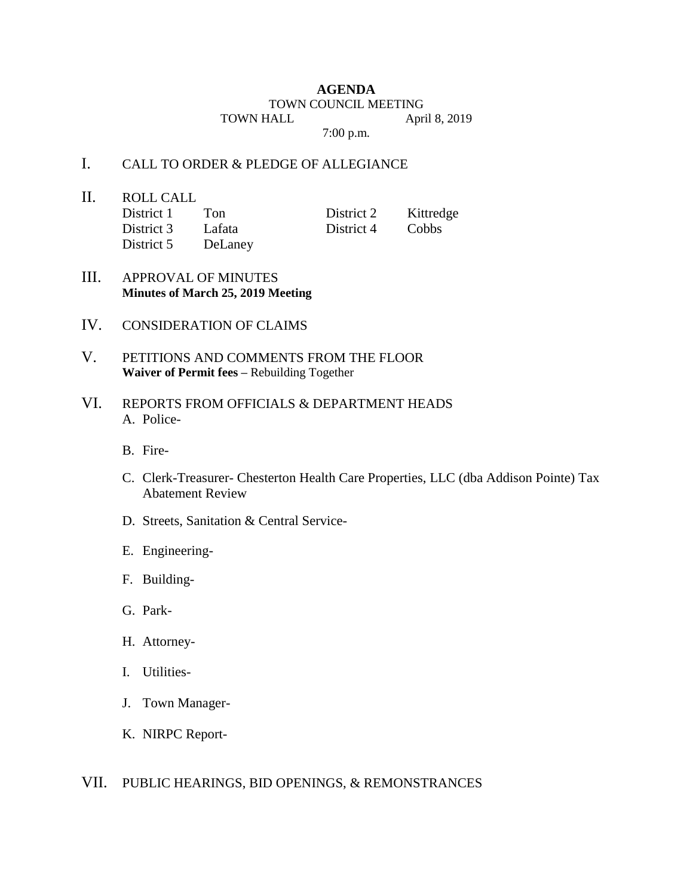# AGENDA

TOWN COUNCIL MEETING

TOWN HALL April 8, 2019

7:00 p.m.

I. CALL TO ORDER & PLEDGE OF ALLEGIANCE

II. ROLL CALL

| District 1 | Ton | District 2 | Kittredge |
|---|---|---|---|
| District 3 | Lafata | District 4 | Cobbs |
| District 5 | DeLaney | | |

III. APPROVAL OF MINUTES
**Minutes of March 25, 2019 Meeting**

IV. CONSIDERATION OF CLAIMS

V. PETITIONS AND COMMENTS FROM THE FLOOR
**Waiver of Permit fees –** Rebuilding Together

VI. REPORTS FROM OFFICIALS & DEPARTMENT HEADS

A. Police-

B. Fire-

C. Clerk-Treasurer- Chesterton Health Care Properties, LLC (dba Addison Pointe) Tax Abatement Review

D. Streets, Sanitation & Central Service-

E. Engineering-

F. Building-

G. Park-

H. Attorney-

I. Utilities-

J. Town Manager-

K. NIRPC Report-

VII. PUBLIC HEARINGS, BID OPENINGS, & REMONSTRANCES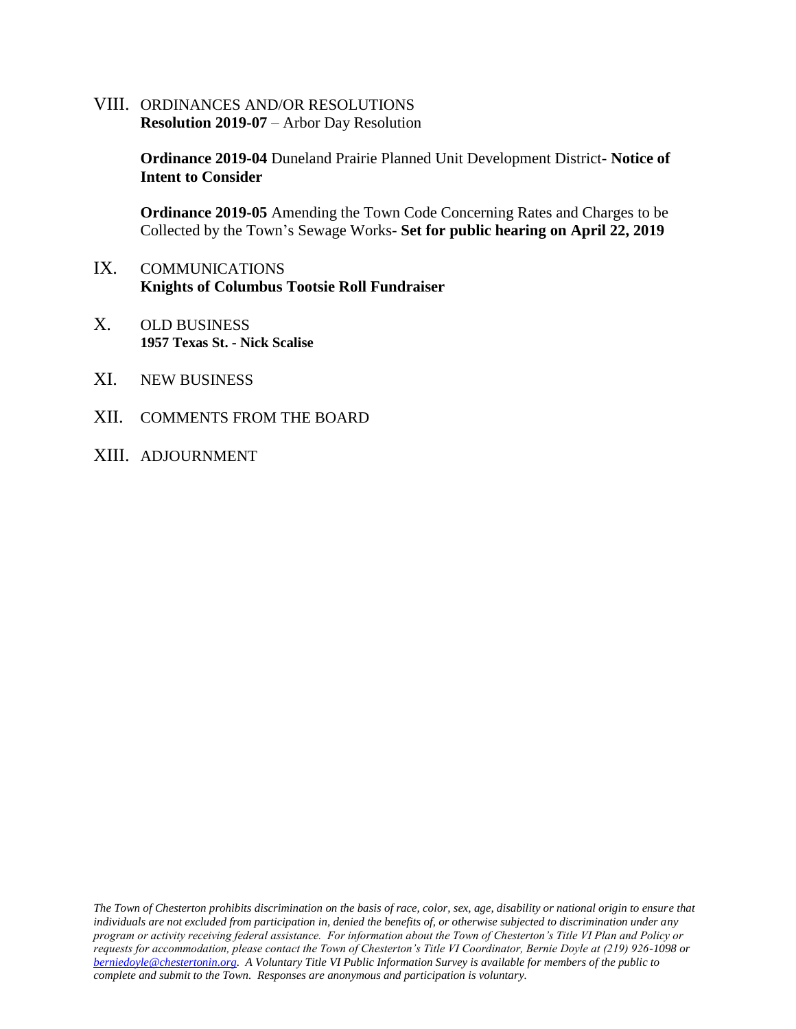VIII. ORDINANCES AND/OR RESOLUTIONS
**Resolution 2019-07** – Arbor Day Resolution

**Ordinance 2019-04** Duneland Prairie Planned Unit Development District- **Notice of Intent to Consider**

**Ordinance 2019-05** Amending the Town Code Concerning Rates and Charges to be Collected by the Town's Sewage Works- **Set for public hearing on April 22, 2019**

IX. COMMUNICATIONS
**Knights of Columbus Tootsie Roll Fundraiser**

X. OLD BUSINESS
**1957 Texas St. - Nick Scalise**

XI. NEW BUSINESS

XII. COMMENTS FROM THE BOARD

XIII. ADJOURNMENT

*The Town of Chesterton prohibits discrimination on the basis of race, color, sex, age, disability or national origin to ensure that individuals are not excluded from participation in, denied the benefits of, or otherwise subjected to discrimination under any program or activity receiving federal assistance. For information about the Town of Chesterton's Title VI Plan and Policy or requests for accommodation, please contact the Town of Chesterton's Title VI Coordinator, Bernie Doyle at (219) 926-1098 or berniedoyle@chestertonin.org. A Voluntary Title VI Public Information Survey is available for members of the public to complete and submit to the Town. Responses are anonymous and participation is voluntary.*